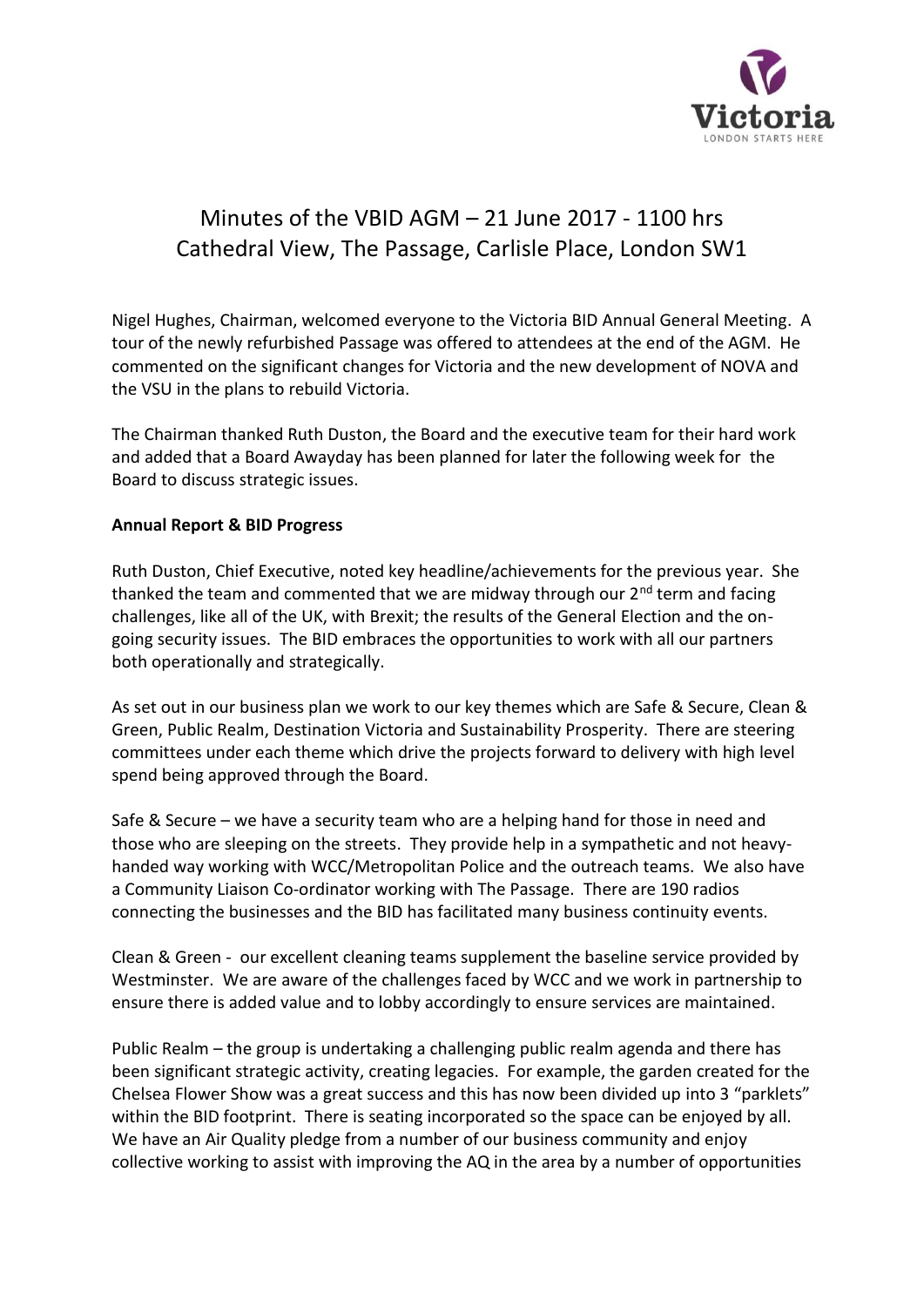# Minutes of the VBID AGM – 21 June 2017 - 1100 hrs
# Cathedral View, The Passage, Carlisle Place, London SW1

Nigel Hughes, Chairman, welcomed everyone to the Victoria BID Annual General Meeting. A tour of the newly refurbished Passage was offered to attendees at the end of the AGM. He commented on the significant changes for Victoria and the new development of NOVA and the VSU in the plans to rebuild Victoria.

The Chairman thanked Ruth Duston, the Board and the executive team for their hard work and added that a Board Awayday has been planned for later the following week for the Board to discuss strategic issues.

**Annual Report & BID Progress**

Ruth Duston, Chief Executive, noted key headline/achievements for the previous year. She thanked the team and commented that we are midway through our 2nd term and facing challenges, like all of the UK, with Brexit; the results of the General Election and the on-going security issues. The BID embraces the opportunities to work with all our partners both operationally and strategically.

As set out in our business plan we work to our key themes which are Safe & Secure, Clean & Green, Public Realm, Destination Victoria and Sustainability Prosperity. There are steering committees under each theme which drive the projects forward to delivery with high level spend being approved through the Board.

Safe & Secure – we have a security team who are a helping hand for those in need and those who are sleeping on the streets. They provide help in a sympathetic and not heavy-handed way working with WCC/Metropolitan Police and the outreach teams. We also have a Community Liaison Co-ordinator working with The Passage. There are 190 radios connecting the businesses and the BID has facilitated many business continuity events.

Clean & Green - our excellent cleaning teams supplement the baseline service provided by Westminster. We are aware of the challenges faced by WCC and we work in partnership to ensure there is added value and to lobby accordingly to ensure services are maintained.

Public Realm – the group is undertaking a challenging public realm agenda and there has been significant strategic activity, creating legacies. For example, the garden created for the Chelsea Flower Show was a great success and this has now been divided up into 3 "parklets" within the BID footprint. There is seating incorporated so the space can be enjoyed by all. We have an Air Quality pledge from a number of our business community and enjoy collective working to assist with improving the AQ in the area by a number of opportunities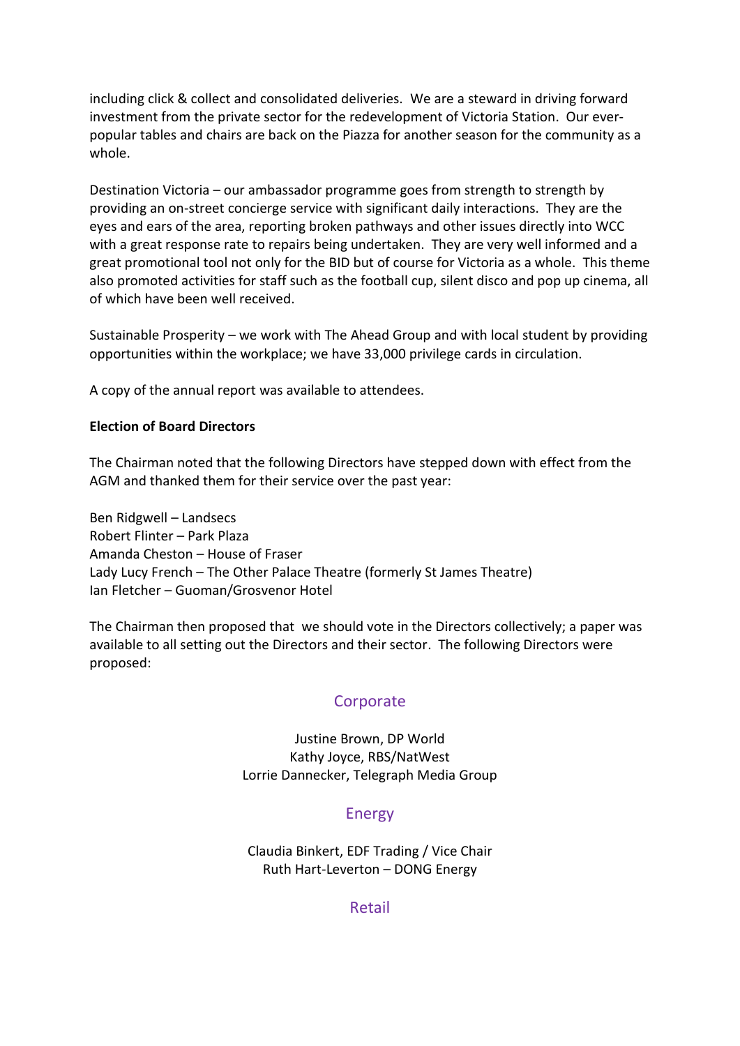including click & collect and consolidated deliveries.  We are a steward in driving forward investment from the private sector for the redevelopment of Victoria Station.  Our ever-popular tables and chairs are back on the Piazza for another season for the community as a whole.

Destination Victoria – our ambassador programme goes from strength to strength by providing an on-street concierge service with significant daily interactions.  They are the eyes and ears of the area, reporting broken pathways and other issues directly into WCC with a great response rate to repairs being undertaken.  They are very well informed and a great promotional tool not only for the BID but of course for Victoria as a whole.  This theme also promoted activities for staff such as the football cup, silent disco and pop up cinema, all of which have been well received.

Sustainable Prosperity – we work with The Ahead Group and with local student by providing opportunities within the workplace; we have 33,000 privilege cards in circulation.

A copy of the annual report was available to attendees.

**Election of Board Directors**

The Chairman noted that the following Directors have stepped down with effect from the AGM and thanked them for their service over the past year:

Ben Ridgwell – Landsecs
Robert Flinter – Park Plaza
Amanda Cheston – House of Fraser
Lady Lucy French – The Other Palace Theatre (formerly St James Theatre)
Ian Fletcher – Guoman/Grosvenor Hotel

The Chairman then proposed that we should vote in the Directors collectively; a paper was available to all setting out the Directors and their sector.  The following Directors were proposed:

## Corporate

Justine Brown, DP World
Kathy Joyce, RBS/NatWest
Lorrie Dannecker, Telegraph Media Group

## Energy

Claudia Binkert, EDF Trading / Vice Chair
Ruth Hart-Leverton – DONG Energy

## Retail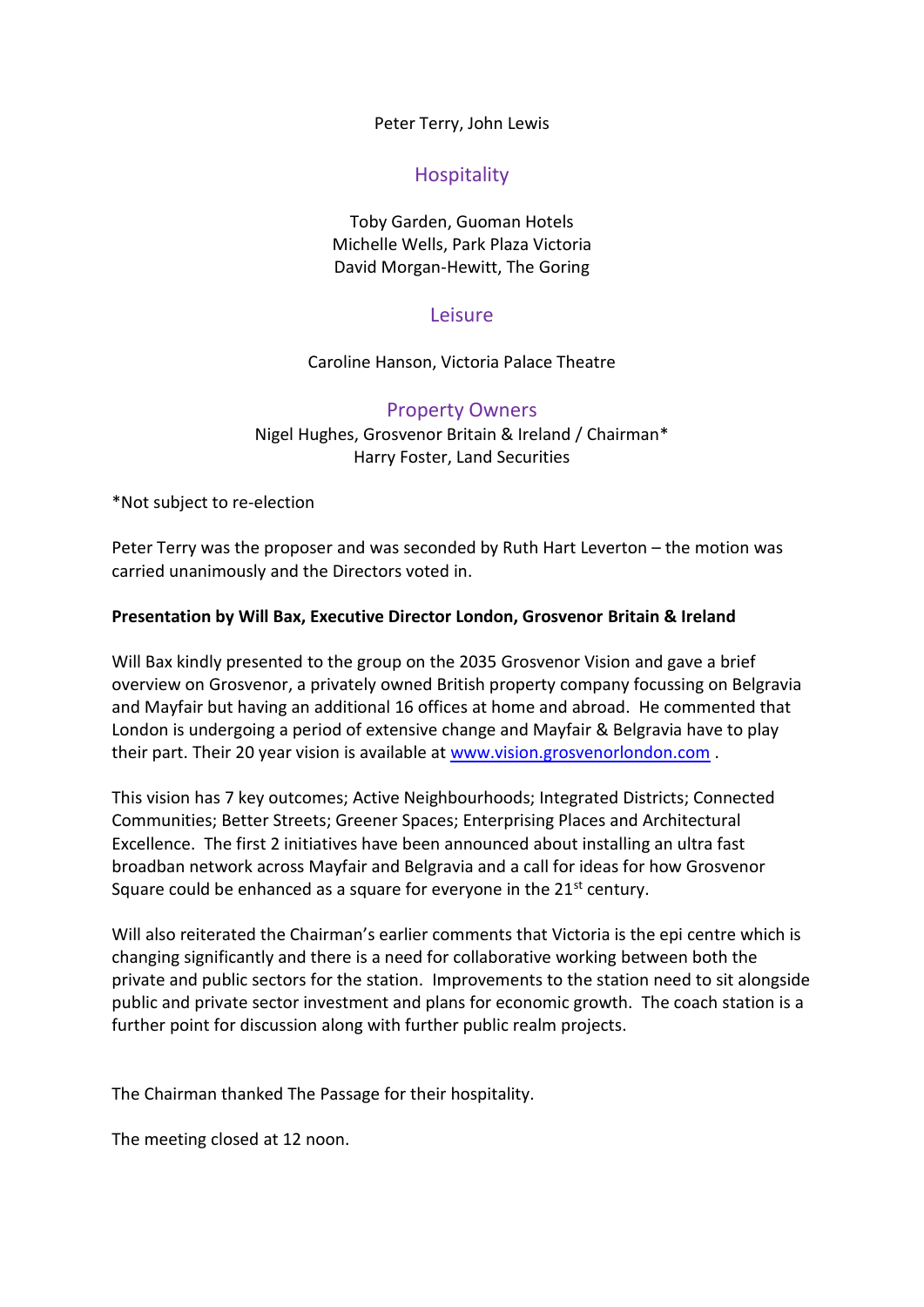Peter Terry, John Lewis

## Hospitality

Toby Garden, Guoman Hotels
Michelle Wells, Park Plaza Victoria
David Morgan-Hewitt, The Goring

## Leisure

Caroline Hanson, Victoria Palace Theatre

## Property Owners

Nigel Hughes, Grosvenor Britain & Ireland / Chairman*
Harry Foster, Land Securities

*Not subject to re-election

Peter Terry was the proposer and was seconded by Ruth Hart Leverton – the motion was carried unanimously and the Directors voted in.

**Presentation by Will Bax, Executive Director London, Grosvenor Britain & Ireland**

Will Bax kindly presented to the group on the 2035 Grosvenor Vision and gave a brief overview on Grosvenor, a privately owned British property company focussing on Belgravia and Mayfair but having an additional 16 offices at home and abroad. He commented that London is undergoing a period of extensive change and Mayfair & Belgravia have to play their part. Their 20 year vision is available at [www.vision.grosvenorlondon.com](http://www.vision.grosvenorlondon.com) .

This vision has 7 key outcomes; Active Neighbourhoods; Integrated Districts; Connected Communities; Better Streets; Greener Spaces; Enterprising Places and Architectural Excellence. The first 2 initiatives have been announced about installing an ultra fast broadban network across Mayfair and Belgravia and a call for ideas for how Grosvenor Square could be enhanced as a square for everyone in the 21st century.

Will also reiterated the Chairman's earlier comments that Victoria is the epi centre which is changing significantly and there is a need for collaborative working between both the private and public sectors for the station. Improvements to the station need to sit alongside public and private sector investment and plans for economic growth. The coach station is a further point for discussion along with further public realm projects.

The Chairman thanked The Passage for their hospitality.

The meeting closed at 12 noon.